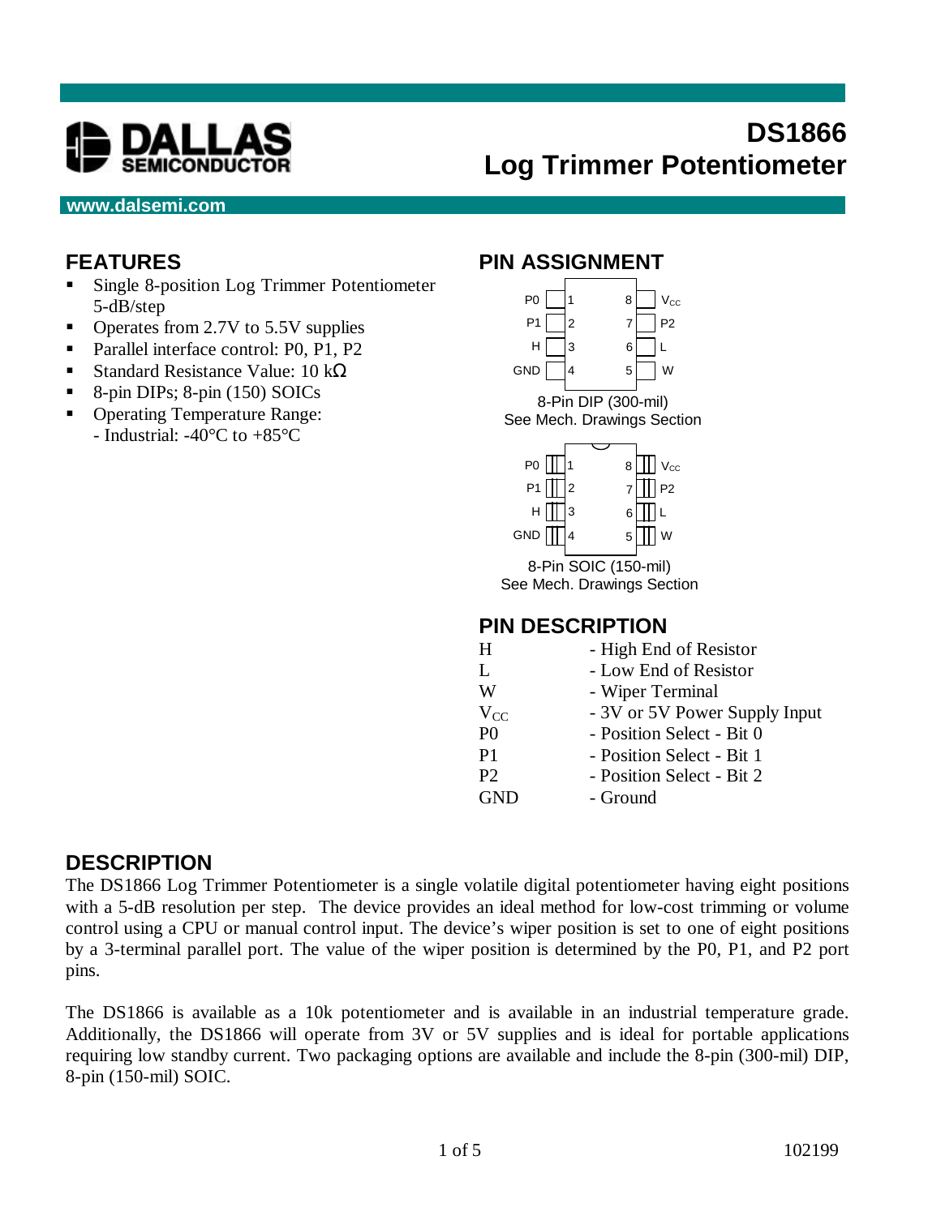# DALLAS SEMICONDUCTOR

# DS1866 Log Trimmer Potentiometer

www.dalsemi.com

## FEATURES

- Single 8-position Log Trimmer Potentiometer 5-dB/step
- Operates from 2.7V to 5.5V supplies
- Parallel interface control: P0, P1, P2
- Standard Resistance Value: 10 kΩ
- 8-pin DIPs; 8-pin (150) SOICs
- Operating Temperature Range:
  - Industrial: -40°C to +85°C

## PIN ASSIGNMENT

P0 1 | 8 $V_{CC}$
P1 2 | 7 P2
H 3 | 6 L
GND 4 | 5 W

8-Pin DIP (300-mil)
See Mech. Drawings Section

P0 1 | 8 $V_{CC}$
P1 2 | 7 P2
H 3 | 6 L
GND 4 | 5 W

8-Pin SOIC (150-mil)
See Mech. Drawings Section

## PIN DESCRIPTION

| | |
|---|---|
| H | - High End of Resistor |
| L | - Low End of Resistor |
| W | - Wiper Terminal |
| $V_{CC}$ | - 3V or 5V Power Supply Input |
| P0 | - Position Select - Bit 0 |
| P1 | - Position Select - Bit 1 |
| P2 | - Position Select - Bit 2 |
| GND | - Ground |

## DESCRIPTION

The DS1866 Log Trimmer Potentiometer is a single volatile digital potentiometer having eight positions with a 5-dB resolution per step. The device provides an ideal method for low-cost trimming or volume control using a CPU or manual control input. The device's wiper position is set to one of eight positions by a 3-terminal parallel port. The value of the wiper position is determined by the P0, P1, and P2 port pins.

The DS1866 is available as a 10k potentiometer and is available in an industrial temperature grade. Additionally, the DS1866 will operate from 3V or 5V supplies and is ideal for portable applications requiring low standby current. Two packaging options are available and include the 8-pin (300-mil) DIP, 8-pin (150-mil) SOIC.

102199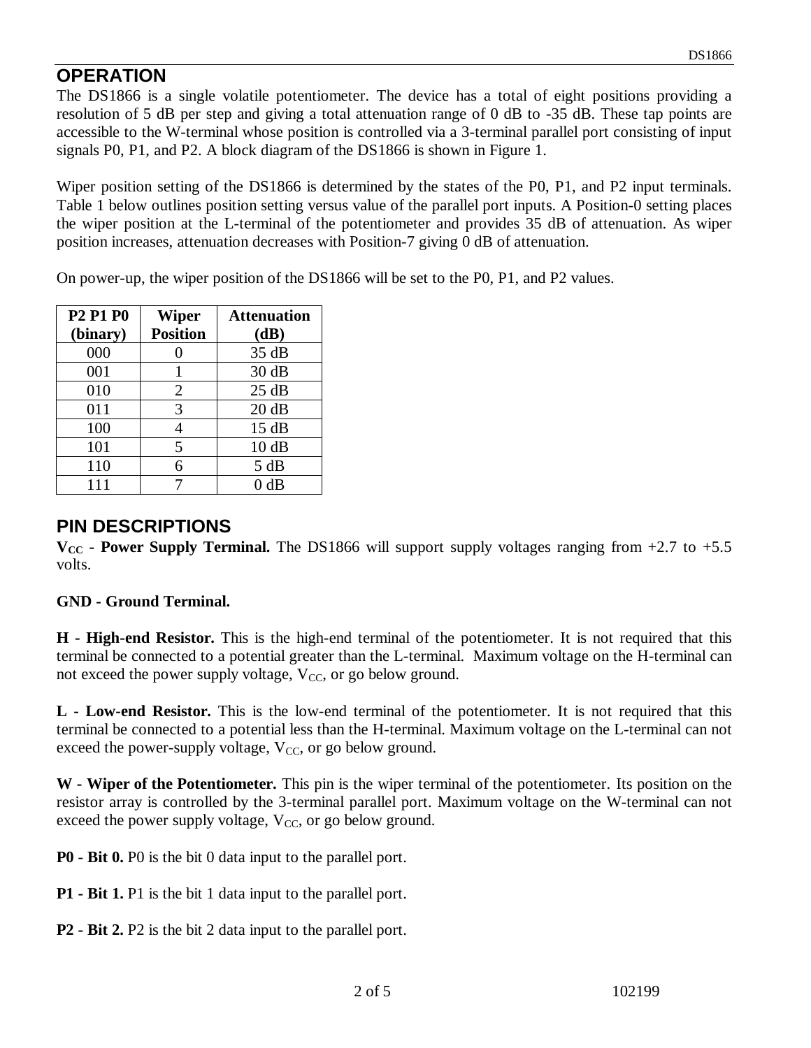## OPERATION

The DS1866 is a single volatile potentiometer. The device has a total of eight positions providing a resolution of 5 dB per step and giving a total attenuation range of 0 dB to -35 dB. These tap points are accessible to the W-terminal whose position is controlled via a 3-terminal parallel port consisting of input signals P0, P1, and P2. A block diagram of the DS1866 is shown in Figure 1.

Wiper position setting of the DS1866 is determined by the states of the P0, P1, and P2 input terminals. Table 1 below outlines position setting versus value of the parallel port inputs. A Position-0 setting places the wiper position at the L-terminal of the potentiometer and provides 35 dB of attenuation. As wiper position increases, attenuation decreases with Position-7 giving 0 dB of attenuation.

On power-up, the wiper position of the DS1866 will be set to the P0, P1, and P2 values.

| P2 P1 P0 (binary) | Wiper Position | Attenuation (dB) |
|---|---|---|
| 000 | 0 | 35 dB |
| 001 | 1 | 30 dB |
| 010 | 2 | 25 dB |
| 011 | 3 | 20 dB |
| 100 | 4 | 15 dB |
| 101 | 5 | 10 dB |
| 110 | 6 | 5 dB |
| 111 | 7 | 0 dB |

## PIN DESCRIPTIONS

**$V_{CC}$ - Power Supply Terminal.** The DS1866 will support supply voltages ranging from +2.7 to +5.5 volts.

**GND - Ground Terminal.**

**H - High-end Resistor.** This is the high-end terminal of the potentiometer. It is not required that this terminal be connected to a potential greater than the L-terminal. Maximum voltage on the H-terminal can not exceed the power supply voltage, $V_{CC}$, or go below ground.

**L - Low-end Resistor.** This is the low-end terminal of the potentiometer. It is not required that this terminal be connected to a potential less than the H-terminal. Maximum voltage on the L-terminal can not exceed the power-supply voltage, $V_{CC}$, or go below ground.

**W - Wiper of the Potentiometer.** This pin is the wiper terminal of the potentiometer. Its position on the resistor array is controlled by the 3-terminal parallel port. Maximum voltage on the W-terminal can not exceed the power supply voltage, $V_{CC}$, or go below ground.

**P0 - Bit 0.** P0 is the bit 0 data input to the parallel port.

**P1 - Bit 1.** P1 is the bit 1 data input to the parallel port.

**P2 - Bit 2.** P2 is the bit 2 data input to the parallel port.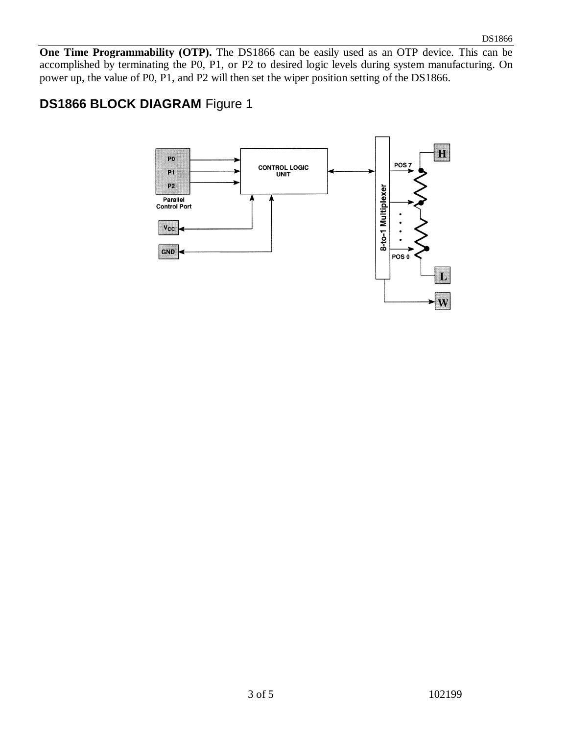**One Time Programmability (OTP).** The DS1866 can be easily used as an OTP device. This can be accomplished by terminating the P0, P1, or P2 to desired logic levels during system manufacturing. On power up, the value of P0, P1, and P2 will then set the wiper position setting of the DS1866.

## DS1866 BLOCK DIAGRAM Figure 1

P0
P1
P2
Parallel Control Port
CONTROL LOGIC UNIT
$V_{CC}$
GND
8-to-1 Multiplexer
POS 7
POS 0
H
L
W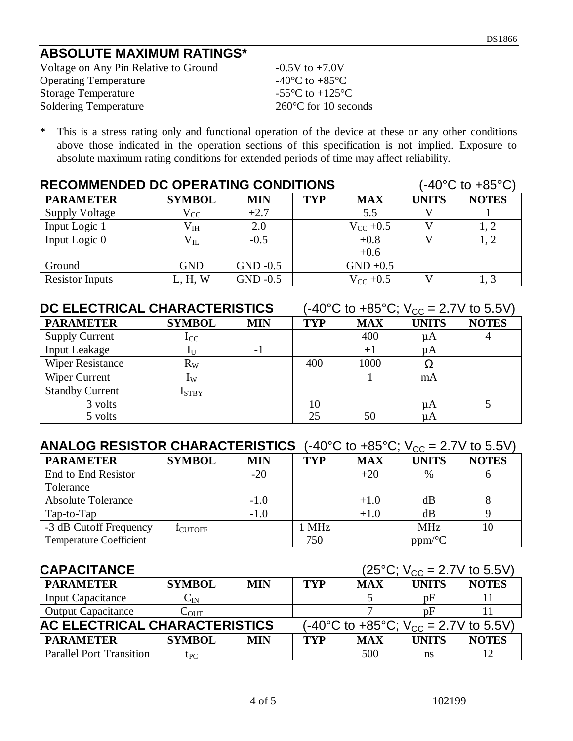## ABSOLUTE MAXIMUM RATINGS*

| | |
|---|---|
| Voltage on Any Pin Relative to Ground | -0.5V to +7.0V |
| Operating Temperature | -40°C to +85°C |
| Storage Temperature | -55°C to +125°C |
| Soldering Temperature | 260°C for 10 seconds |

\* This is a stress rating only and functional operation of the device at these or any other conditions above those indicated in the operation sections of this specification is not implied. Exposure to absolute maximum rating conditions for extended periods of time may affect reliability.

## RECOMMENDED DC OPERATING CONDITIONS (-40°C to +85°C)

| PARAMETER | SYMBOL | MIN | TYP | MAX | UNITS | NOTES |
|---|---|---|---|---|---|---|
| Supply Voltage | $V_{CC}$ | +2.7 | | 5.5 | V | 1 |
| Input Logic 1 | $V_{IH}$ | 2.0 | | $V_{CC}$ +0.5 | V | 1, 2 |
| Input Logic 0 | $V_{IL}$ | -0.5 | | +0.8<br>+0.6 | V | 1, 2 |
| Ground | GND | GND -0.5 | | GND +0.5 | | |
| Resistor Inputs | L, H, W | GND -0.5 | | $V_{CC}$ +0.5 | V | 1, 3 |

## DC ELECTRICAL CHARACTERISTICS (-40°C to +85°C; $V_{CC}$ = 2.7V to 5.5V)

| PARAMETER | SYMBOL | MIN | TYP | MAX | UNITS | NOTES |
|---|---|---|---|---|---|---|
| Supply Current | $I_{CC}$ | | | 400 | µA | 4 |
| Input Leakage | $I_U$ | -1 | | +1 | µA | |
| Wiper Resistance | $R_W$ | | 400 | 1000 | Ω | |
| Wiper Current | $I_W$ | | | 1 | mA | |
| Standby Current | $I_{STBY}$ | | | | | |
| 3 volts | | | 10 | | µA | 5 |
| 5 volts | | | 25 | 50 | µA | |

## ANALOG RESISTOR CHARACTERISTICS (-40°C to +85°C; $V_{CC}$ = 2.7V to 5.5V)

| PARAMETER | SYMBOL | MIN | TYP | MAX | UNITS | NOTES |
|---|---|---|---|---|---|---|
| End to End Resistor Tolerance | | -20 | | +20 | % | 6 |
| Absolute Tolerance | | -1.0 | | +1.0 | dB | 8 |
| Tap-to-Tap | | -1.0 | | +1.0 | dB | 9 |
| -3 dB Cutoff Frequency | $f_{CUTOFF}$ | | 1 MHz | | MHz | 10 |
| Temperature Coefficient | | | 750 | | ppm/°C | |

## CAPACITANCE (25°C; $V_{CC}$ = 2.7V to 5.5V)

| PARAMETER | SYMBOL | MIN | TYP | MAX | UNITS | NOTES |
|---|---|---|---|---|---|---|
| Input Capacitance | $C_{IN}$ | | | 5 | pF | 11 |
| Output Capacitance | $C_{OUT}$ | | | 7 | pF | 11 |

## AC ELECTRICAL CHARACTERISTICS (-40°C to +85°C; $V_{CC}$ = 2.7V to 5.5V)

| PARAMETER | SYMBOL | MIN | TYP | MAX | UNITS | NOTES |
|---|---|---|---|---|---|---|
| Parallel Port Transition | $t_{PC}$ | | | 500 | ns | 12 |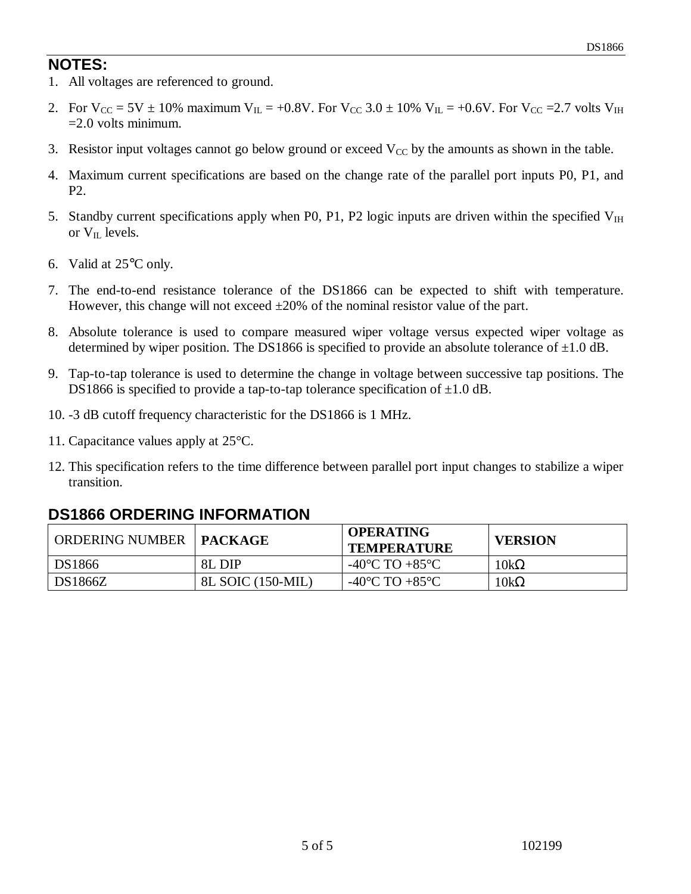## NOTES:

1. All voltages are referenced to ground.
2. For $V_{CC}$ = 5V ± 10% maximum $V_{IL}$ = +0.8V. For $V_{CC}$ 3.0 ± 10% $V_{IL}$ = +0.6V. For $V_{CC}$ =2.7 volts $V_{IH}$ =2.0 volts minimum.
3. Resistor input voltages cannot go below ground or exceed $V_{CC}$ by the amounts as shown in the table.
4. Maximum current specifications are based on the change rate of the parallel port inputs P0, P1, and P2.
5. Standby current specifications apply when P0, P1, P2 logic inputs are driven within the specified $V_{IH}$ or $V_{IL}$ levels.
6. Valid at 25°C only.
7. The end-to-end resistance tolerance of the DS1866 can be expected to shift with temperature. However, this change will not exceed ±20% of the nominal resistor value of the part.
8. Absolute tolerance is used to compare measured wiper voltage versus expected wiper voltage as determined by wiper position. The DS1866 is specified to provide an absolute tolerance of ±1.0 dB.
9. Tap-to-tap tolerance is used to determine the change in voltage between successive tap positions. The DS1866 is specified to provide a tap-to-tap tolerance specification of ±1.0 dB.
10. -3 dB cutoff frequency characteristic for the DS1866 is 1 MHz.
11. Capacitance values apply at 25°C.
12. This specification refers to the time difference between parallel port input changes to stabilize a wiper transition.

## DS1866 ORDERING INFORMATION

| ORDERING NUMBER | PACKAGE | OPERATING TEMPERATURE | VERSION |
|---|---|---|---|
| DS1866 | 8L DIP | -40°C TO +85°C | 10kΩ |
| DS1866Z | 8L SOIC (150-MIL) | -40°C TO +85°C | 10kΩ |